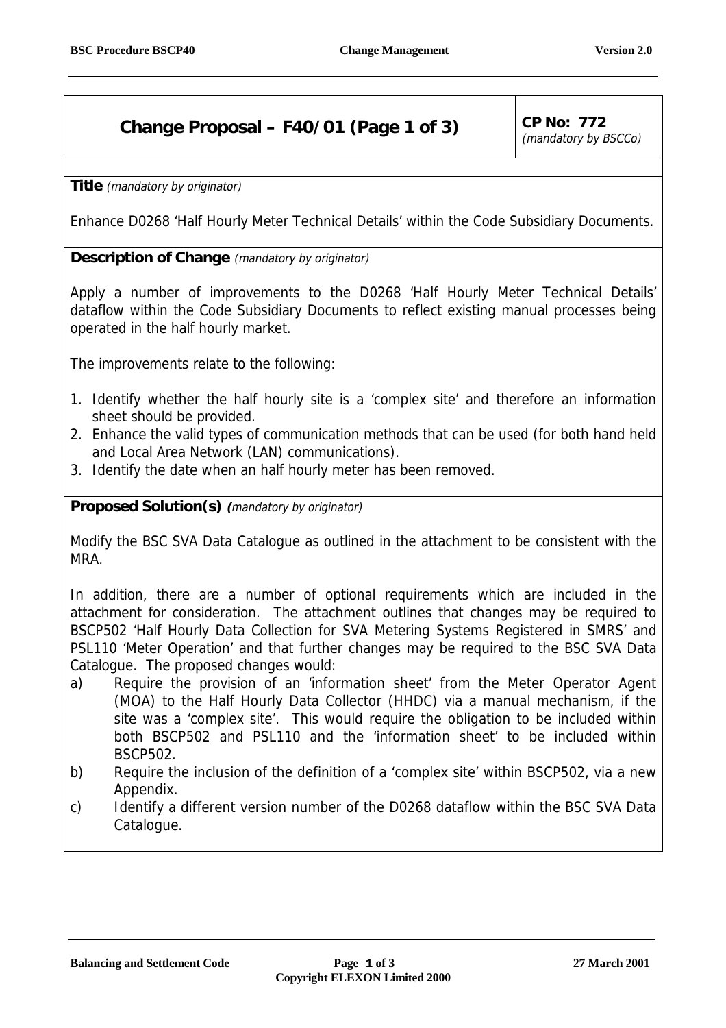## Change Proposal – F40/01 (Page 1 of 3)

**CP No: 772**
*(mandatory by BSCCo)*

**Title** *(mandatory by originator)*

Enhance D0268 'Half Hourly Meter Technical Details' within the Code Subsidiary Documents.

**Description of Change** *(mandatory by originator)*

Apply a number of improvements to the D0268 'Half Hourly Meter Technical Details' dataflow within the Code Subsidiary Documents to reflect existing manual processes being operated in the half hourly market.

The improvements relate to the following:

1. Identify whether the half hourly site is a 'complex site' and therefore an information sheet should be provided.
2. Enhance the valid types of communication methods that can be used (for both hand held and Local Area Network (LAN) communications).
3. Identify the date when an half hourly meter has been removed.

**Proposed Solution(s)** *(mandatory by originator)*

Modify the BSC SVA Data Catalogue as outlined in the attachment to be consistent with the MRA.

In addition, there are a number of optional requirements which are included in the attachment for consideration. The attachment outlines that changes may be required to BSCP502 'Half Hourly Data Collection for SVA Metering Systems Registered in SMRS' and PSL110 'Meter Operation' and that further changes may be required to the BSC SVA Data Catalogue. The proposed changes would:

a) Require the provision of an 'information sheet' from the Meter Operator Agent (MOA) to the Half Hourly Data Collector (HHDC) via a manual mechanism, if the site was a 'complex site'. This would require the obligation to be included within both BSCP502 and PSL110 and the 'information sheet' to be included within BSCP502.
b) Require the inclusion of the definition of a 'complex site' within BSCP502, via a new Appendix.
c) Identify a different version number of the D0268 dataflow within the BSC SVA Data Catalogue.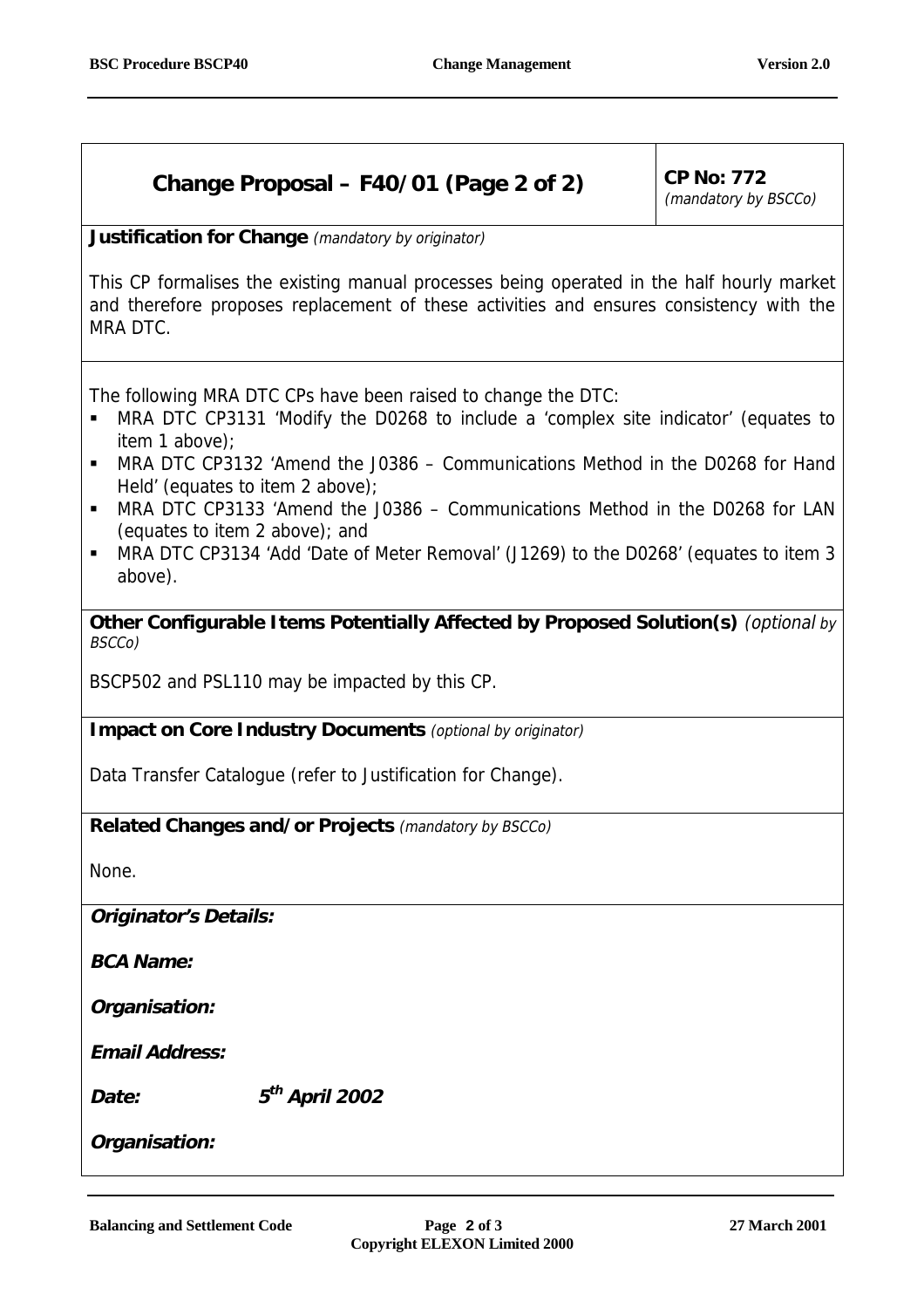## Change Proposal – F40/01 (Page 2 of 2)

**CP No: 772** *(mandatory by BSCCo)*

**Justification for Change** *(mandatory by originator)*

This CP formalises the existing manual processes being operated in the half hourly market and therefore proposes replacement of these activities and ensures consistency with the MRA DTC.

The following MRA DTC CPs have been raised to change the DTC:

- MRA DTC CP3131 'Modify the D0268 to include a 'complex site indicator' (equates to item 1 above);
- MRA DTC CP3132 'Amend the J0386 – Communications Method in the D0268 for Hand Held' (equates to item 2 above);
- MRA DTC CP3133 'Amend the J0386 – Communications Method in the D0268 for LAN (equates to item 2 above); and
- MRA DTC CP3134 'Add 'Date of Meter Removal' (J1269) to the D0268' (equates to item 3 above).

**Other Configurable Items Potentially Affected by Proposed Solution(s)** *(optional by BSCCo)*

BSCP502 and PSL110 may be impacted by this CP.

**Impact on Core Industry Documents** *(optional by originator)*

Data Transfer Catalogue (refer to Justification for Change).

**Related Changes and/or Projects** *(mandatory by BSCCo)*

None.

***Originator's Details:***

***BCA Name:***

***Organisation:***

***Email Address:***

***Date:*** ***5th April 2002***

***Organisation:***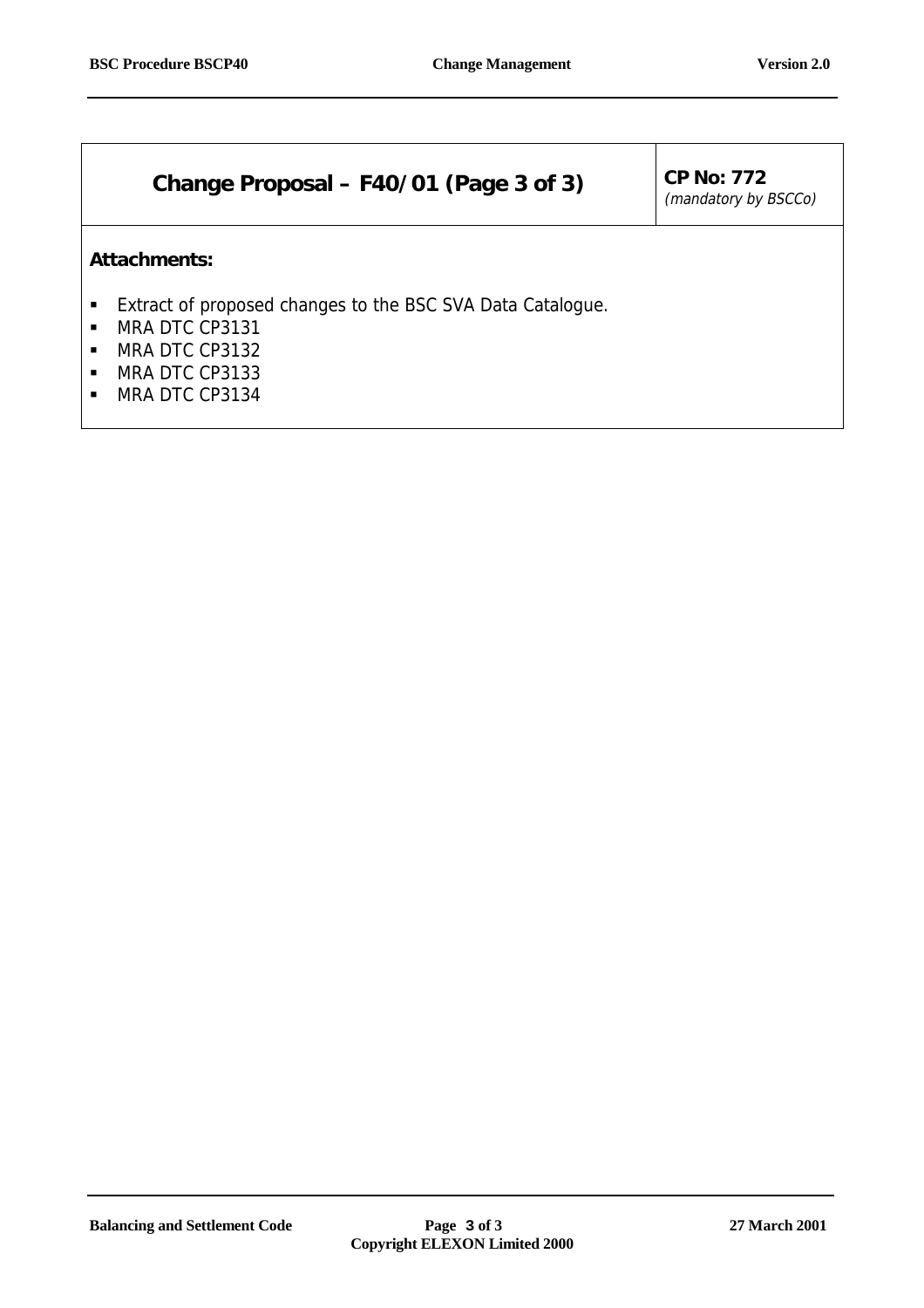| Change Proposal – F40/01 (Page 3 of 3) | CP No: 772 *(mandatory by BSCCo)* |
| --- | --- |

**Attachments:**

- Extract of proposed changes to the BSC SVA Data Catalogue.
- MRA DTC CP3131
- MRA DTC CP3132
- MRA DTC CP3133
- MRA DTC CP3134